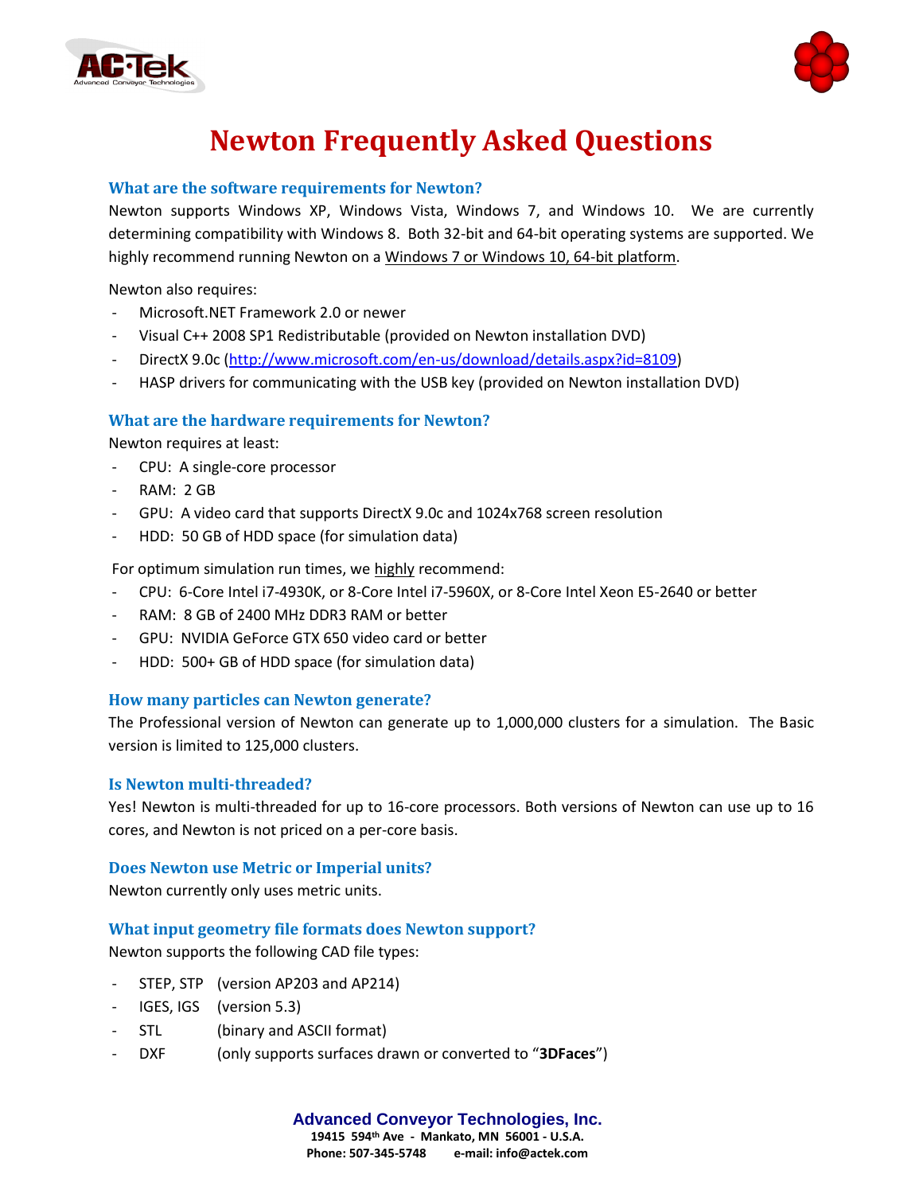# Newton Frequently Asked Questions

### What are the software requirements for Newton?

Newton supports Windows XP, Windows Vista, Windows 7, and Windows 10. We are currently determining compatibility with Windows 8. Both 32-bit and 64-bit operating systems are supported. We highly recommend running Newton on a Windows 7 or Windows 10, 64-bit platform.

Newton also requires:

- Microsoft.NET Framework 2.0 or newer
- Visual C++ 2008 SP1 Redistributable (provided on Newton installation DVD)
- DirectX 9.0c (http://www.microsoft.com/en-us/download/details.aspx?id=8109)
- HASP drivers for communicating with the USB key (provided on Newton installation DVD)

### What are the hardware requirements for Newton?

Newton requires at least:

- CPU: A single-core processor
- RAM: 2 GB
- GPU: A video card that supports DirectX 9.0c and 1024x768 screen resolution
- HDD: 50 GB of HDD space (for simulation data)

For optimum simulation run times, we highly recommend:

- CPU: 6-Core Intel i7-4930K, or 8-Core Intel i7-5960X, or 8-Core Intel Xeon E5-2640 or better
- RAM: 8 GB of 2400 MHz DDR3 RAM or better
- GPU: NVIDIA GeForce GTX 650 video card or better
- HDD: 500+ GB of HDD space (for simulation data)

### How many particles can Newton generate?

The Professional version of Newton can generate up to 1,000,000 clusters for a simulation. The Basic version is limited to 125,000 clusters.

### Is Newton multi-threaded?

Yes! Newton is multi-threaded for up to 16-core processors. Both versions of Newton can use up to 16 cores, and Newton is not priced on a per-core basis.

### Does Newton use Metric or Imperial units?

Newton currently only uses metric units.

### What input geometry file formats does Newton support?

Newton supports the following CAD file types:

- STEP, STP (version AP203 and AP214)
- IGES, IGS (version 5.3)
- STL (binary and ASCII format)
- DXF (only supports surfaces drawn or converted to "**3DFaces**")

**Advanced Conveyor Technologies, Inc.**
19415 594th Ave - Mankato, MN 56001 - U.S.A.
Phone: 507-345-5748 e-mail: info@actek.com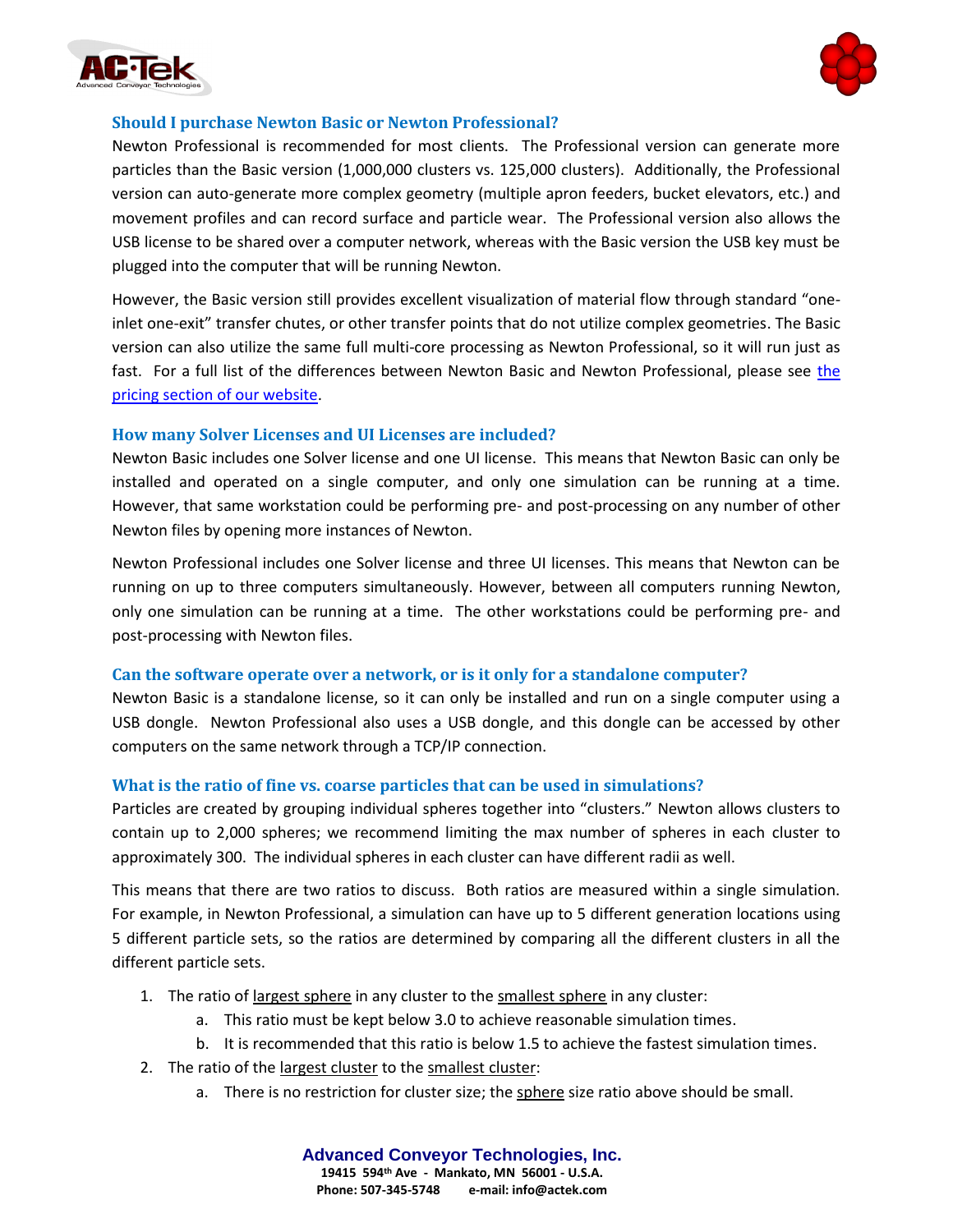### Should I purchase Newton Basic or Newton Professional?

Newton Professional is recommended for most clients. The Professional version can generate more particles than the Basic version (1,000,000 clusters vs. 125,000 clusters). Additionally, the Professional version can auto-generate more complex geometry (multiple apron feeders, bucket elevators, etc.) and movement profiles and can record surface and particle wear. The Professional version also allows the USB license to be shared over a computer network, whereas with the Basic version the USB key must be plugged into the computer that will be running Newton.

However, the Basic version still provides excellent visualization of material flow through standard "one-inlet one-exit" transfer chutes, or other transfer points that do not utilize complex geometries. The Basic version can also utilize the same full multi-core processing as Newton Professional, so it will run just as fast. For a full list of the differences between Newton Basic and Newton Professional, please see [the pricing section of our website](#).

### How many Solver Licenses and UI Licenses are included?

Newton Basic includes one Solver license and one UI license. This means that Newton Basic can only be installed and operated on a single computer, and only one simulation can be running at a time. However, that same workstation could be performing pre- and post-processing on any number of other Newton files by opening more instances of Newton.

Newton Professional includes one Solver license and three UI licenses. This means that Newton can be running on up to three computers simultaneously. However, between all computers running Newton, only one simulation can be running at a time. The other workstations could be performing pre- and post-processing with Newton files.

### Can the software operate over a network, or is it only for a standalone computer?

Newton Basic is a standalone license, so it can only be installed and run on a single computer using a USB dongle. Newton Professional also uses a USB dongle, and this dongle can be accessed by other computers on the same network through a TCP/IP connection.

### What is the ratio of fine vs. coarse particles that can be used in simulations?

Particles are created by grouping individual spheres together into "clusters." Newton allows clusters to contain up to 2,000 spheres; we recommend limiting the max number of spheres in each cluster to approximately 300. The individual spheres in each cluster can have different radii as well.

This means that there are two ratios to discuss. Both ratios are measured within a single simulation. For example, in Newton Professional, a simulation can have up to 5 different generation locations using 5 different particle sets, so the ratios are determined by comparing all the different clusters in all the different particle sets.

1. The ratio of largest sphere in any cluster to the smallest sphere in any cluster:
   a. This ratio must be kept below 3.0 to achieve reasonable simulation times.
   b. It is recommended that this ratio is below 1.5 to achieve the fastest simulation times.
2. The ratio of the largest cluster to the smallest cluster:
   a. There is no restriction for cluster size; the sphere size ratio above should be small.

**Advanced Conveyor Technologies, Inc.**
19415 594th Ave - Mankato, MN 56001 - U.S.A.
Phone: 507-345-5748 e-mail: info@actek.com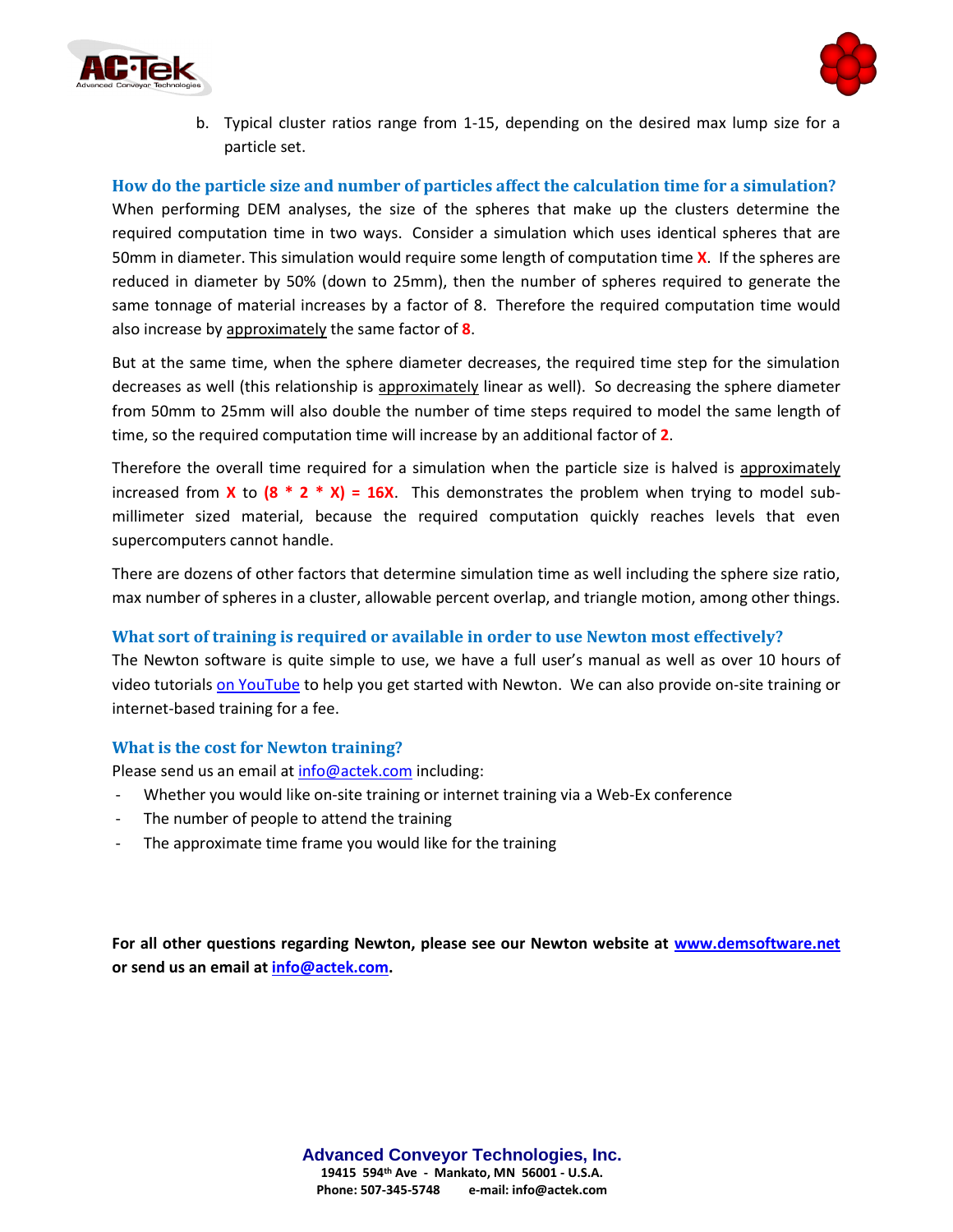b. Typical cluster ratios range from 1-15, depending on the desired max lump size for a particle set.

## How do the particle size and number of particles affect the calculation time for a simulation?

When performing DEM analyses, the size of the spheres that make up the clusters determine the required computation time in two ways. Consider a simulation which uses identical spheres that are 50mm in diameter. This simulation would require some length of computation time **X**. If the spheres are reduced in diameter by 50% (down to 25mm), then the number of spheres required to generate the same tonnage of material increases by a factor of 8. Therefore the required computation time would also increase by approximately the same factor of **8**.

But at the same time, when the sphere diameter decreases, the required time step for the simulation decreases as well (this relationship is approximately linear as well). So decreasing the sphere diameter from 50mm to 25mm will also double the number of time steps required to model the same length of time, so the required computation time will increase by an additional factor of **2**.

Therefore the overall time required for a simulation when the particle size is halved is approximately increased from **X** to **(8 * 2 * X) = 16X**. This demonstrates the problem when trying to model sub-millimeter sized material, because the required computation quickly reaches levels that even supercomputers cannot handle.

There are dozens of other factors that determine simulation time as well including the sphere size ratio, max number of spheres in a cluster, allowable percent overlap, and triangle motion, among other things.

## What sort of training is required or available in order to use Newton most effectively?

The Newton software is quite simple to use, we have a full user's manual as well as over 10 hours of video tutorials on YouTube to help you get started with Newton. We can also provide on-site training or internet-based training for a fee.

## What is the cost for Newton training?

Please send us an email at info@actek.com including:

- Whether you would like on-site training or internet training via a Web-Ex conference
- The number of people to attend the training
- The approximate time frame you would like for the training

**For all other questions regarding Newton, please see our Newton website at www.demsoftware.net or send us an email at info@actek.com.**